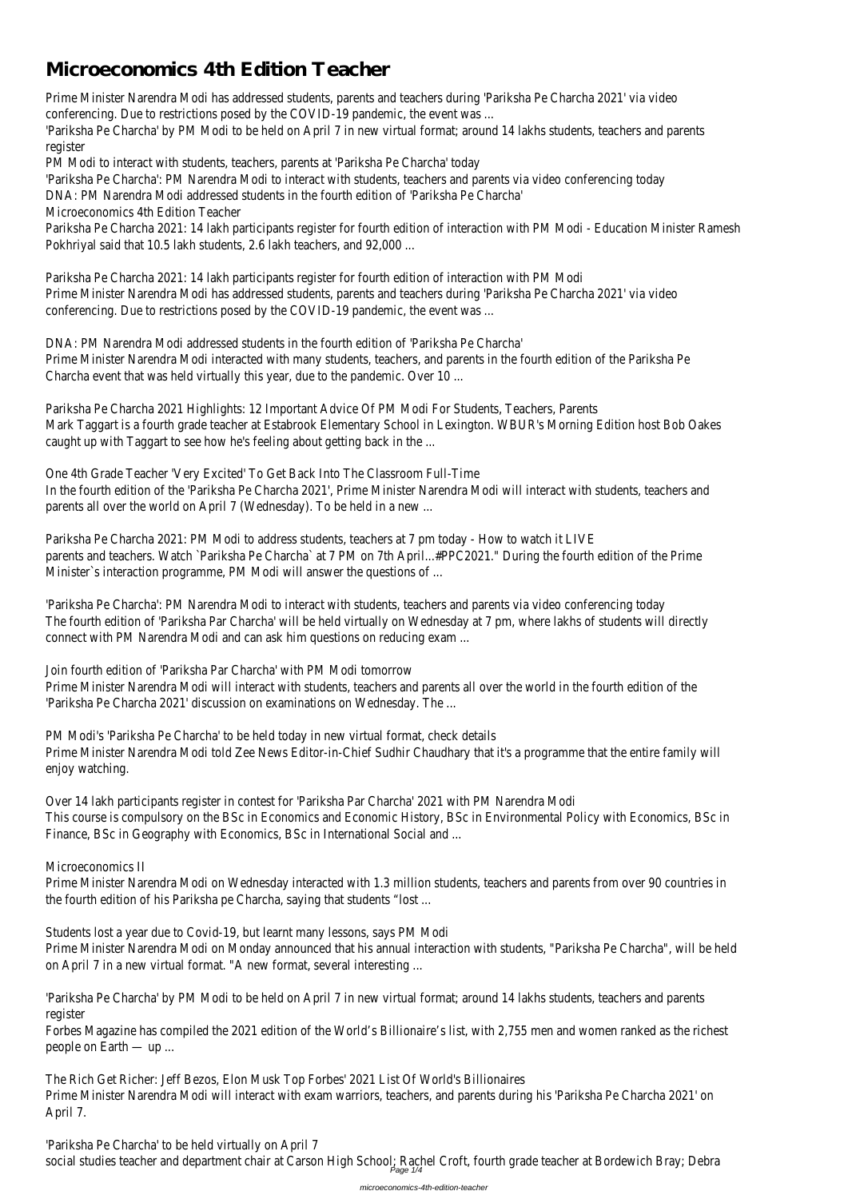# Microeconomics 4th Edition Teacher

Prime Minister Narendra Modi has addressed students, parents and teachers during 'Pariksha Pe Charcha 2021' via video conferencing. Due to restrictions posed by the COVID-19 pandemic, the event was ...

'Pariksha Pe Charcha' by PM Modi to be held on April 7 in new virtual format; around 14 lakhs students, teachers and parents register

PM Modi to interact with students, teachers, parents at 'Pariksha Pe Charcha' today

'Pariksha Pe Charcha': PM Narendra Modi to interact with students, teachers and parents via video conferencing today

DNA: PM Narendra Modi addressed students in the fourth edition of 'Pariksha Pe Charcha'

Microeconomics 4th Edition Teacher

Pariksha Pe Charcha 2021: 14 lakh participants register for fourth edition of interaction with PM Modi - Education Minister Ramesh Pokhriyal said that 10.5 lakh students, 2.6 lakh teachers, and 92,000 ...

Pariksha Pe Charcha 2021: 14 lakh participants register for fourth edition of interaction with PM Modi

Prime Minister Narendra Modi has addressed students, parents and teachers during 'Pariksha Pe Charcha 2021' via video conferencing. Due to restrictions posed by the COVID-19 pandemic, the event was ...

DNA: PM Narendra Modi addressed students in the fourth edition of 'Pariksha Pe Charcha'

Prime Minister Narendra Modi interacted with many students, teachers, and parents in the fourth edition of the Pariksha Pe Charcha event that was held virtually this year, due to the pandemic. Over 10 ...

Pariksha Pe Charcha 2021 Highlights: 12 Important Advice Of PM Modi For Students, Teachers, Parents

Mark Taggart is a fourth grade teacher at Estabrook Elementary School in Lexington. WBUR's Morning Edition host Bob Oakes caught up with Taggart to see how he's feeling about getting back in the ...

One 4th Grade Teacher 'Very Excited' To Get Back Into The Classroom Full-Time

In the fourth edition of the 'Pariksha Pe Charcha 2021', Prime Minister Narendra Modi will interact with students, teachers and parents all over the world on April 7 (Wednesday). To be held in a new ...

Pariksha Pe Charcha 2021: PM Modi to address students, teachers at 7 pm today - How to watch it LIVE

parents and teachers. Watch `Pariksha Pe Charcha` at 7 PM on 7th April...#PPC2021." During the fourth edition of the Prime Minister`s interaction programme, PM Modi will answer the questions of ...

'Pariksha Pe Charcha': PM Narendra Modi to interact with students, teachers and parents via video conferencing today

The fourth edition of 'Pariksha Par Charcha' will be held virtually on Wednesday at 7 pm, where lakhs of students will directly connect with PM Narendra Modi and can ask him questions on reducing exam ...

Join fourth edition of 'Pariksha Par Charcha' with PM Modi tomorrow

Prime Minister Narendra Modi will interact with students, teachers and parents all over the world in the fourth edition of the 'Pariksha Pe Charcha 2021' discussion on examinations on Wednesday. The ...

PM Modi's 'Pariksha Pe Charcha' to be held today in new virtual format, check details

Prime Minister Narendra Modi told Zee News Editor-in-Chief Sudhir Chaudhary that it's a programme that the entire family will enjoy watching.

Over 14 lakh participants register in contest for 'Pariksha Par Charcha' 2021 with PM Narendra Modi

This course is compulsory on the BSc in Economics and Economic History, BSc in Environmental Policy with Economics, BSc in Finance, BSc in Geography with Economics, BSc in International Social and ...

Microeconomics II

Prime Minister Narendra Modi on Wednesday interacted with 1.3 million students, teachers and parents from over 90 countries in the fourth edition of his Pariksha pe Charcha, saying that students "lost ...

Students lost a year due to Covid-19, but learnt many lessons, says PM Modi

Prime Minister Narendra Modi on Monday announced that his annual interaction with students, "Pariksha Pe Charcha", will be held on April 7 in a new virtual format. "A new format, several interesting ...

'Pariksha Pe Charcha' by PM Modi to be held on April 7 in new virtual format; around 14 lakhs students, teachers and parents register

Forbes Magazine has compiled the 2021 edition of the World's Billionaire's list, with 2,755 men and women ranked as the richest people on Earth — up ...

The Rich Get Richer: Jeff Bezos, Elon Musk Top Forbes' 2021 List Of World's Billionaires

Prime Minister Narendra Modi will interact with exam warriors, teachers, and parents during his 'Pariksha Pe Charcha 2021' on April 7.

'Pariksha Pe Charcha' to be held virtually on April 7

social studies teacher and department chair at Carson High School; Rachel Croft, fourth grade teacher at Bordewich Bray; Debra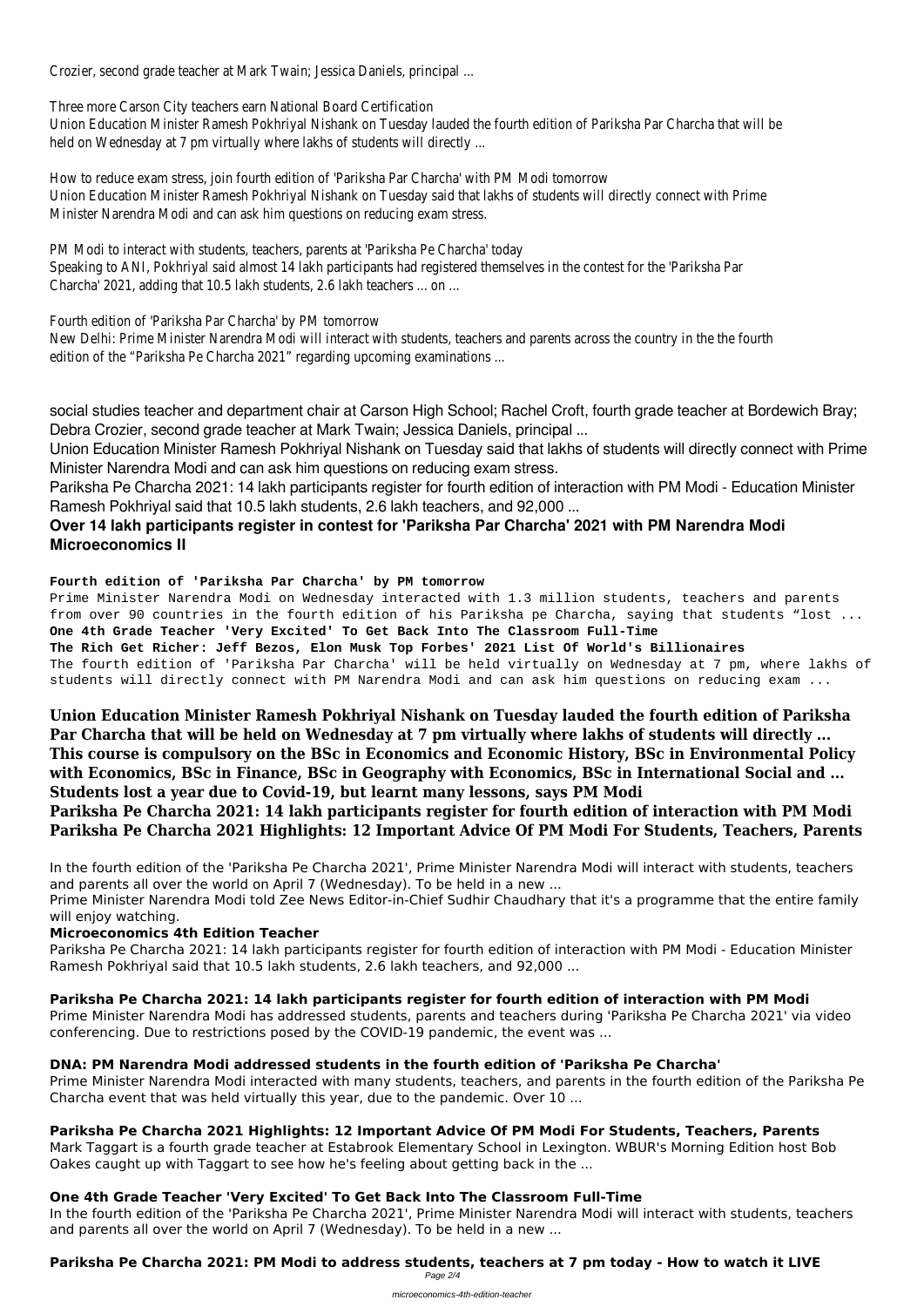Crozier, second grade teacher at Mark Twain; Jessica Daniels, principal ...

Three more Carson City teachers earn National Board Certification
Union Education Minister Ramesh Pokhriyal Nishank on Tuesday lauded the fourth edition of Pariksha Par Charcha that will be held on Wednesday at 7 pm virtually where lakhs of students will directly ...

How to reduce exam stress, join fourth edition of 'Pariksha Par Charcha' with PM Modi tomorrow
Union Education Minister Ramesh Pokhriyal Nishank on Tuesday said that lakhs of students will directly connect with Prime Minister Narendra Modi and can ask him questions on reducing exam stress.

PM Modi to interact with students, teachers, parents at 'Pariksha Pe Charcha' today
Speaking to ANI, Pokhriyal said almost 14 lakh participants had registered themselves in the contest for the 'Pariksha Par Charcha' 2021, adding that 10.5 lakh students, 2.6 lakh teachers ... on ...

Fourth edition of 'Pariksha Par Charcha' by PM tomorrow
New Delhi: Prime Minister Narendra Modi will interact with students, teachers and parents across the country in the the fourth edition of the "Pariksha Pe Charcha 2021" regarding upcoming examinations ...

social studies teacher and department chair at Carson High School; Rachel Croft, fourth grade teacher at Bordewich Bray; Debra Crozier, second grade teacher at Mark Twain; Jessica Daniels, principal ...

Union Education Minister Ramesh Pokhriyal Nishank on Tuesday said that lakhs of students will directly connect with Prime Minister Narendra Modi and can ask him questions on reducing exam stress.

Pariksha Pe Charcha 2021: 14 lakh participants register for fourth edition of interaction with PM Modi - Education Minister Ramesh Pokhriyal said that 10.5 lakh students, 2.6 lakh teachers, and 92,000 ...

**Over 14 lakh participants register in contest for 'Pariksha Par Charcha' 2021 with PM Narendra Modi**
**Microeconomics II**

**Fourth edition of 'Pariksha Par Charcha' by PM tomorrow**

Prime Minister Narendra Modi on Wednesday interacted with 1.3 million students, teachers and parents from over 90 countries in the fourth edition of his Pariksha pe Charcha, saying that students "lost ...

**One 4th Grade Teacher 'Very Excited' To Get Back Into The Classroom Full-Time**

**The Rich Get Richer: Jeff Bezos, Elon Musk Top Forbes' 2021 List Of World's Billionaires**

The fourth edition of 'Pariksha Par Charcha' will be held virtually on Wednesday at 7 pm, where lakhs of students will directly connect with PM Narendra Modi and can ask him questions on reducing exam ...

**Union Education Minister Ramesh Pokhriyal Nishank on Tuesday lauded the fourth edition of Pariksha Par Charcha that will be held on Wednesday at 7 pm virtually where lakhs of students will directly ...**
**This course is compulsory on the BSc in Economics and Economic History, BSc in Environmental Policy with Economics, BSc in Finance, BSc in Geography with Economics, BSc in International Social and ...**
**Students lost a year due to Covid-19, but learnt many lessons, says PM Modi**
**Pariksha Pe Charcha 2021: 14 lakh participants register for fourth edition of interaction with PM Modi**
**Pariksha Pe Charcha 2021 Highlights: 12 Important Advice Of PM Modi For Students, Teachers, Parents**

In the fourth edition of the 'Pariksha Pe Charcha 2021', Prime Minister Narendra Modi will interact with students, teachers and parents all over the world on April 7 (Wednesday). To be held in a new ...

Prime Minister Narendra Modi told Zee News Editor-in-Chief Sudhir Chaudhary that it's a programme that the entire family will enjoy watching.

**Microeconomics 4th Edition Teacher**

Pariksha Pe Charcha 2021: 14 lakh participants register for fourth edition of interaction with PM Modi - Education Minister Ramesh Pokhriyal said that 10.5 lakh students, 2.6 lakh teachers, and 92,000 ...

**Pariksha Pe Charcha 2021: 14 lakh participants register for fourth edition of interaction with PM Modi**

Prime Minister Narendra Modi has addressed students, parents and teachers during 'Pariksha Pe Charcha 2021' via video conferencing. Due to restrictions posed by the COVID-19 pandemic, the event was ...

**DNA: PM Narendra Modi addressed students in the fourth edition of 'Pariksha Pe Charcha'**

Prime Minister Narendra Modi interacted with many students, teachers, and parents in the fourth edition of the Pariksha Pe Charcha event that was held virtually this year, due to the pandemic. Over 10 ...

**Pariksha Pe Charcha 2021 Highlights: 12 Important Advice Of PM Modi For Students, Teachers, Parents**

Mark Taggart is a fourth grade teacher at Estabrook Elementary School in Lexington. WBUR's Morning Edition host Bob Oakes caught up with Taggart to see how he's feeling about getting back in the ...

**One 4th Grade Teacher 'Very Excited' To Get Back Into The Classroom Full-Time**

In the fourth edition of the 'Pariksha Pe Charcha 2021', Prime Minister Narendra Modi will interact with students, teachers and parents all over the world on April 7 (Wednesday). To be held in a new ...

**Pariksha Pe Charcha 2021: PM Modi to address students, teachers at 7 pm today - How to watch it LIVE**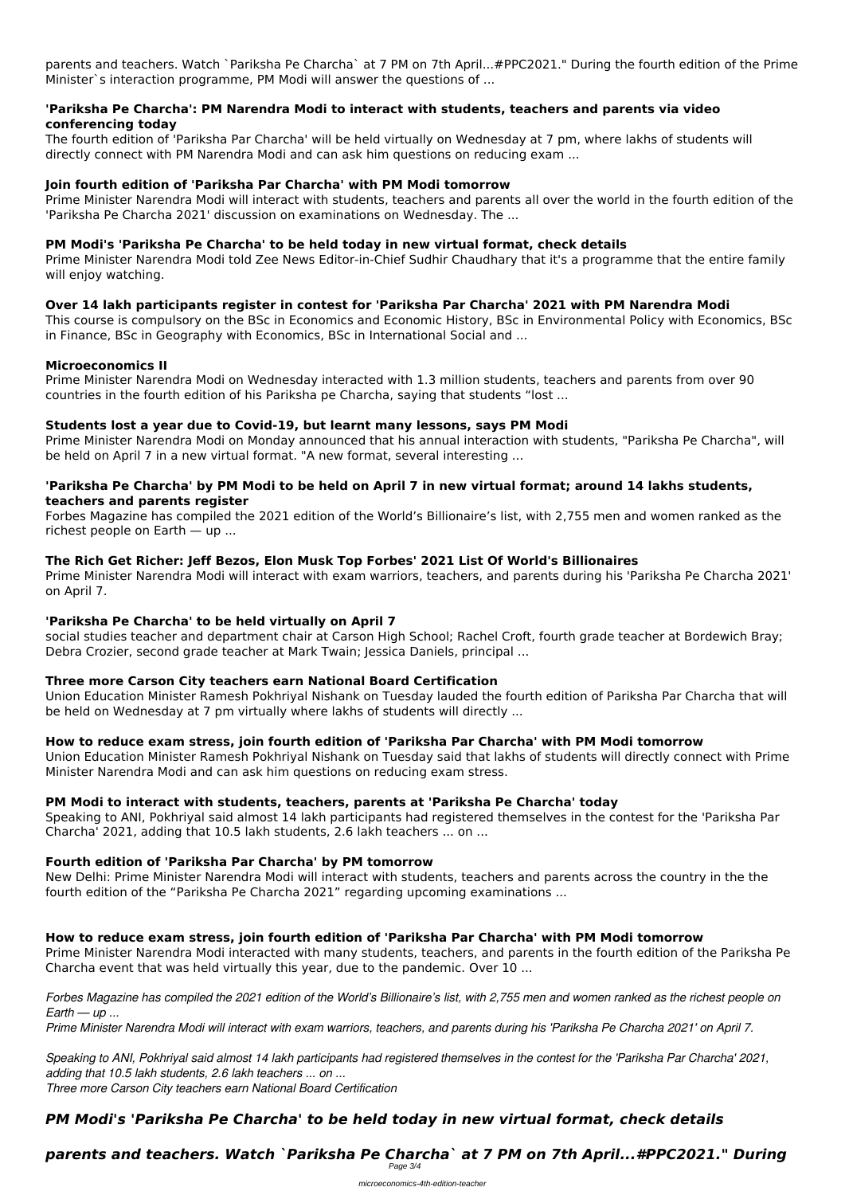parents and teachers. Watch `Pariksha Pe Charcha` at 7 PM on 7th April...#PPC2021." During the fourth edition of the Prime Minister`s interaction programme, PM Modi will answer the questions of ...

**'Pariksha Pe Charcha': PM Narendra Modi to interact with students, teachers and parents via video conferencing today**

The fourth edition of 'Pariksha Par Charcha' will be held virtually on Wednesday at 7 pm, where lakhs of students will directly connect with PM Narendra Modi and can ask him questions on reducing exam ...

**Join fourth edition of 'Pariksha Par Charcha' with PM Modi tomorrow**

Prime Minister Narendra Modi will interact with students, teachers and parents all over the world in the fourth edition of the 'Pariksha Pe Charcha 2021' discussion on examinations on Wednesday. The ...

**PM Modi's 'Pariksha Pe Charcha' to be held today in new virtual format, check details**

Prime Minister Narendra Modi told Zee News Editor-in-Chief Sudhir Chaudhary that it's a programme that the entire family will enjoy watching.

**Over 14 lakh participants register in contest for 'Pariksha Par Charcha' 2021 with PM Narendra Modi**

This course is compulsory on the BSc in Economics and Economic History, BSc in Environmental Policy with Economics, BSc in Finance, BSc in Geography with Economics, BSc in International Social and ...

**Microeconomics II**

Prime Minister Narendra Modi on Wednesday interacted with 1.3 million students, teachers and parents from over 90 countries in the fourth edition of his Pariksha pe Charcha, saying that students "lost ...

**Students lost a year due to Covid-19, but learnt many lessons, says PM Modi**

Prime Minister Narendra Modi on Monday announced that his annual interaction with students, "Pariksha Pe Charcha", will be held on April 7 in a new virtual format. "A new format, several interesting ...

**'Pariksha Pe Charcha' by PM Modi to be held on April 7 in new virtual format; around 14 lakhs students, teachers and parents register**

Forbes Magazine has compiled the 2021 edition of the World's Billionaire's list, with 2,755 men and women ranked as the richest people on Earth — up ...

**The Rich Get Richer: Jeff Bezos, Elon Musk Top Forbes' 2021 List Of World's Billionaires**

Prime Minister Narendra Modi will interact with exam warriors, teachers, and parents during his 'Pariksha Pe Charcha 2021' on April 7.

**'Pariksha Pe Charcha' to be held virtually on April 7**

social studies teacher and department chair at Carson High School; Rachel Croft, fourth grade teacher at Bordewich Bray; Debra Crozier, second grade teacher at Mark Twain; Jessica Daniels, principal ...

**Three more Carson City teachers earn National Board Certification**

Union Education Minister Ramesh Pokhriyal Nishank on Tuesday lauded the fourth edition of Pariksha Par Charcha that will be held on Wednesday at 7 pm virtually where lakhs of students will directly ...

**How to reduce exam stress, join fourth edition of 'Pariksha Par Charcha' with PM Modi tomorrow**

Union Education Minister Ramesh Pokhriyal Nishank on Tuesday said that lakhs of students will directly connect with Prime Minister Narendra Modi and can ask him questions on reducing exam stress.

**PM Modi to interact with students, teachers, parents at 'Pariksha Pe Charcha' today**

Speaking to ANI, Pokhriyal said almost 14 lakh participants had registered themselves in the contest for the 'Pariksha Par Charcha' 2021, adding that 10.5 lakh students, 2.6 lakh teachers ... on ...

**Fourth edition of 'Pariksha Par Charcha' by PM tomorrow**

New Delhi: Prime Minister Narendra Modi will interact with students, teachers and parents across the country in the the fourth edition of the "Pariksha Pe Charcha 2021" regarding upcoming examinations ...

**How to reduce exam stress, join fourth edition of 'Pariksha Par Charcha' with PM Modi tomorrow**

Prime Minister Narendra Modi interacted with many students, teachers, and parents in the fourth edition of the Pariksha Pe Charcha event that was held virtually this year, due to the pandemic. Over 10 ...

*Forbes Magazine has compiled the 2021 edition of the World's Billionaire's list, with 2,755 men and women ranked as the richest people on Earth — up ...*

*Prime Minister Narendra Modi will interact with exam warriors, teachers, and parents during his 'Pariksha Pe Charcha 2021' on April 7.*

*Speaking to ANI, Pokhriyal said almost 14 lakh participants had registered themselves in the contest for the 'Pariksha Par Charcha' 2021, adding that 10.5 lakh students, 2.6 lakh teachers ... on ...*

*Three more Carson City teachers earn National Board Certification*

***PM Modi's 'Pariksha Pe Charcha' to be held today in new virtual format, check details***

***parents and teachers. Watch `Pariksha Pe Charcha` at 7 PM on 7th April...#PPC2021." During***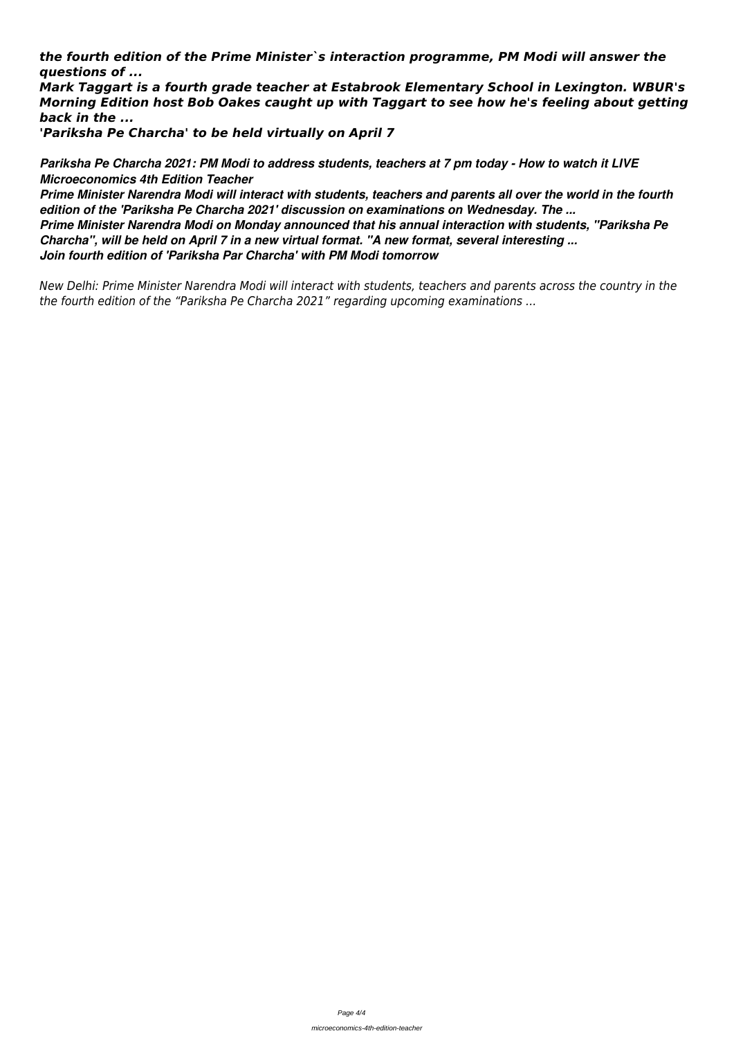***the fourth edition of the Prime Minister`s interaction programme, PM Modi will answer the questions of ...***

***Mark Taggart is a fourth grade teacher at Estabrook Elementary School in Lexington. WBUR's Morning Edition host Bob Oakes caught up with Taggart to see how he's feeling about getting back in the ...***

***'Pariksha Pe Charcha' to be held virtually on April 7***

***Pariksha Pe Charcha 2021: PM Modi to address students, teachers at 7 pm today - How to watch it LIVE***

***Microeconomics 4th Edition Teacher***

***Prime Minister Narendra Modi will interact with students, teachers and parents all over the world in the fourth edition of the 'Pariksha Pe Charcha 2021' discussion on examinations on Wednesday. The ...***

***Prime Minister Narendra Modi on Monday announced that his annual interaction with students, "Pariksha Pe Charcha", will be held on April 7 in a new virtual format. "A new format, several interesting ...***

***Join fourth edition of 'Pariksha Par Charcha' with PM Modi tomorrow***

*New Delhi: Prime Minister Narendra Modi will interact with students, teachers and parents across the country in the the fourth edition of the "Pariksha Pe Charcha 2021" regarding upcoming examinations ...*